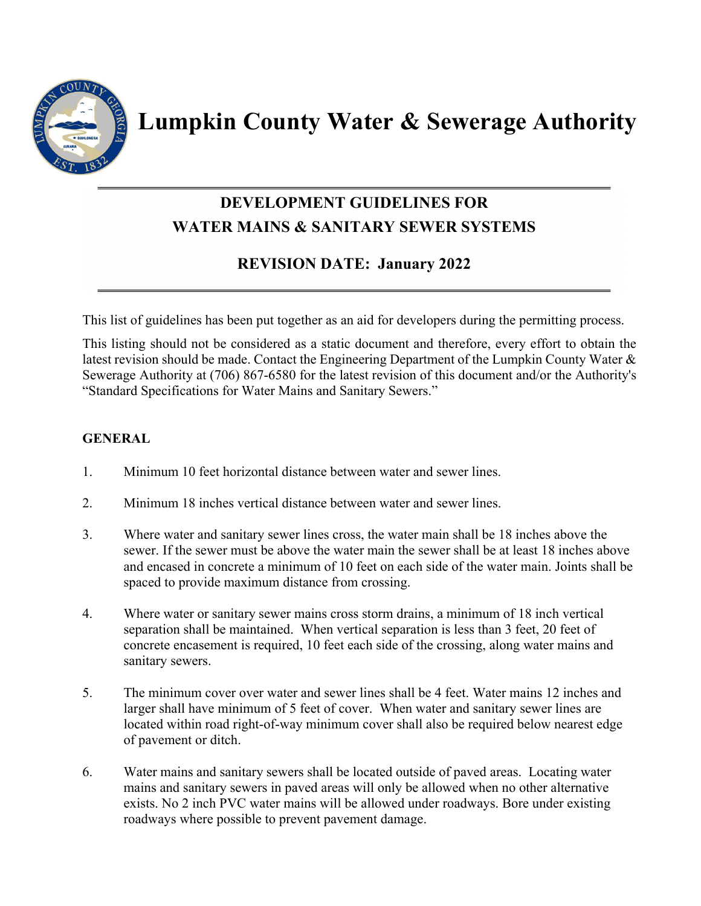# Lumpkin County Water & Sewerage Authority

## DEVELOPMENT GUIDELINES FOR WATER MAINS & SANITARY SEWER SYSTEMS

## REVISION DATE: January 2022

This list of guidelines has been put together as an aid for developers during the permitting process.

This listing should not be considered as a static document and therefore, every effort to obtain the latest revision should be made. Contact the Engineering Department of the Lumpkin County Water & Sewerage Authority at (706) 867-6580 for the latest revision of this document and/or the Authority's "Standard Specifications for Water Mains and Sanitary Sewers."

### GENERAL

1. Minimum 10 feet horizontal distance between water and sewer lines.

2. Minimum 18 inches vertical distance between water and sewer lines.

3. Where water and sanitary sewer lines cross, the water main shall be 18 inches above the sewer. If the sewer must be above the water main the sewer shall be at least 18 inches above and encased in concrete a minimum of 10 feet on each side of the water main. Joints shall be spaced to provide maximum distance from crossing.

4. Where water or sanitary sewer mains cross storm drains, a minimum of 18 inch vertical separation shall be maintained. When vertical separation is less than 3 feet, 20 feet of concrete encasement is required, 10 feet each side of the crossing, along water mains and sanitary sewers.

5. The minimum cover over water and sewer lines shall be 4 feet. Water mains 12 inches and larger shall have minimum of 5 feet of cover. When water and sanitary sewer lines are located within road right-of-way minimum cover shall also be required below nearest edge of pavement or ditch.

6. Water mains and sanitary sewers shall be located outside of paved areas. Locating water mains and sanitary sewers in paved areas will only be allowed when no other alternative exists. No 2 inch PVC water mains will be allowed under roadways. Bore under existing roadways where possible to prevent pavement damage.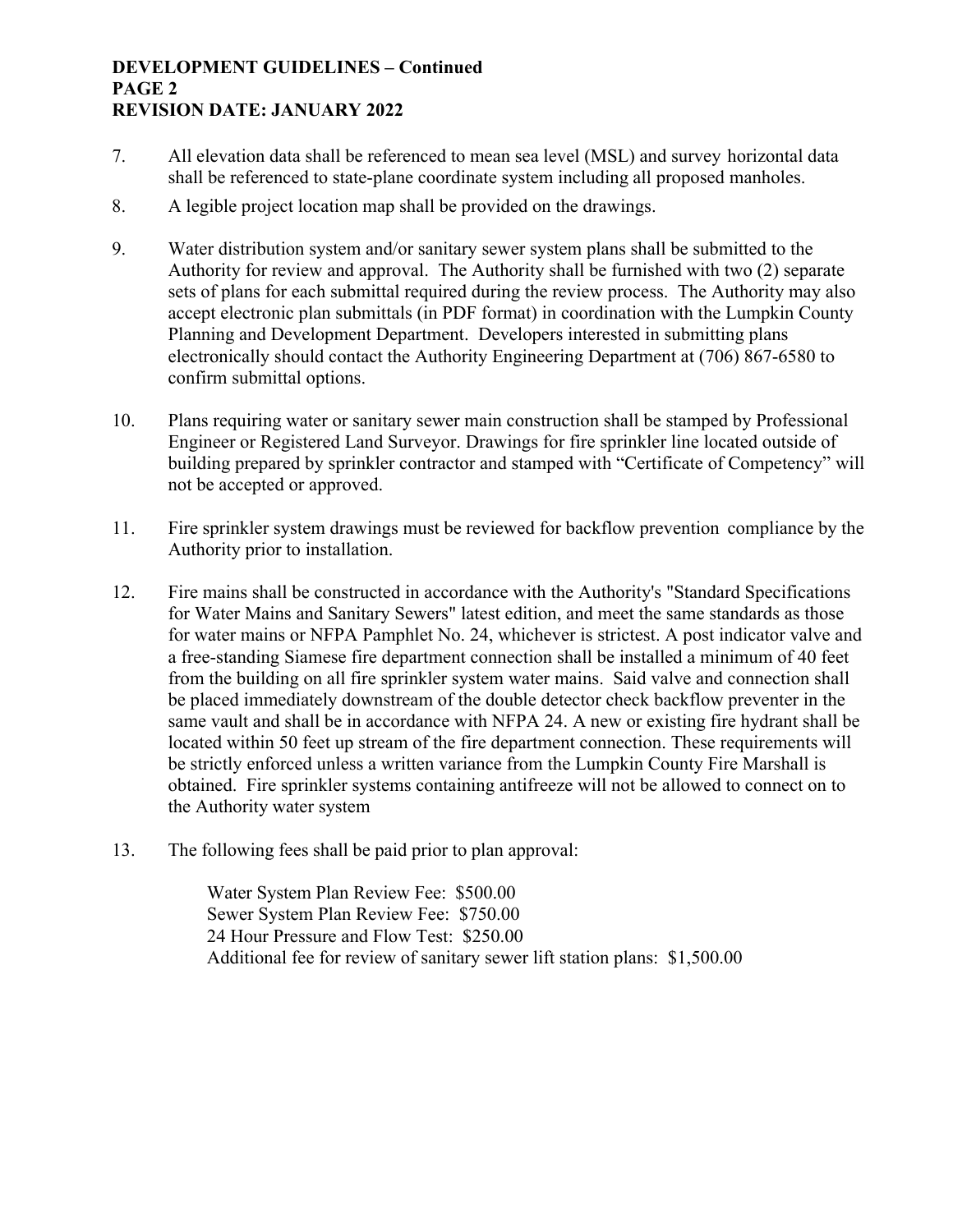7. All elevation data shall be referenced to mean sea level (MSL) and survey horizontal data shall be referenced to state-plane coordinate system including all proposed manholes.

8. A legible project location map shall be provided on the drawings.

9. Water distribution system and/or sanitary sewer system plans shall be submitted to the Authority for review and approval. The Authority shall be furnished with two (2) separate sets of plans for each submittal required during the review process. The Authority may also accept electronic plan submittals (in PDF format) in coordination with the Lumpkin County Planning and Development Department. Developers interested in submitting plans electronically should contact the Authority Engineering Department at (706) 867-6580 to confirm submittal options.

10. Plans requiring water or sanitary sewer main construction shall be stamped by Professional Engineer or Registered Land Surveyor. Drawings for fire sprinkler line located outside of building prepared by sprinkler contractor and stamped with "Certificate of Competency" will not be accepted or approved.

11. Fire sprinkler system drawings must be reviewed for backflow prevention compliance by the Authority prior to installation.

12. Fire mains shall be constructed in accordance with the Authority's "Standard Specifications for Water Mains and Sanitary Sewers" latest edition, and meet the same standards as those for water mains or NFPA Pamphlet No. 24, whichever is strictest. A post indicator valve and a free-standing Siamese fire department connection shall be installed a minimum of 40 feet from the building on all fire sprinkler system water mains. Said valve and connection shall be placed immediately downstream of the double detector check backflow preventer in the same vault and shall be in accordance with NFPA 24. A new or existing fire hydrant shall be located within 50 feet up stream of the fire department connection. These requirements will be strictly enforced unless a written variance from the Lumpkin County Fire Marshall is obtained. Fire sprinkler systems containing antifreeze will not be allowed to connect on to the Authority water system

13. The following fees shall be paid prior to plan approval:

    Water System Plan Review Fee: $500.00
    Sewer System Plan Review Fee: $750.00
    24 Hour Pressure and Flow Test: $250.00
    Additional fee for review of sanitary sewer lift station plans: $1,500.00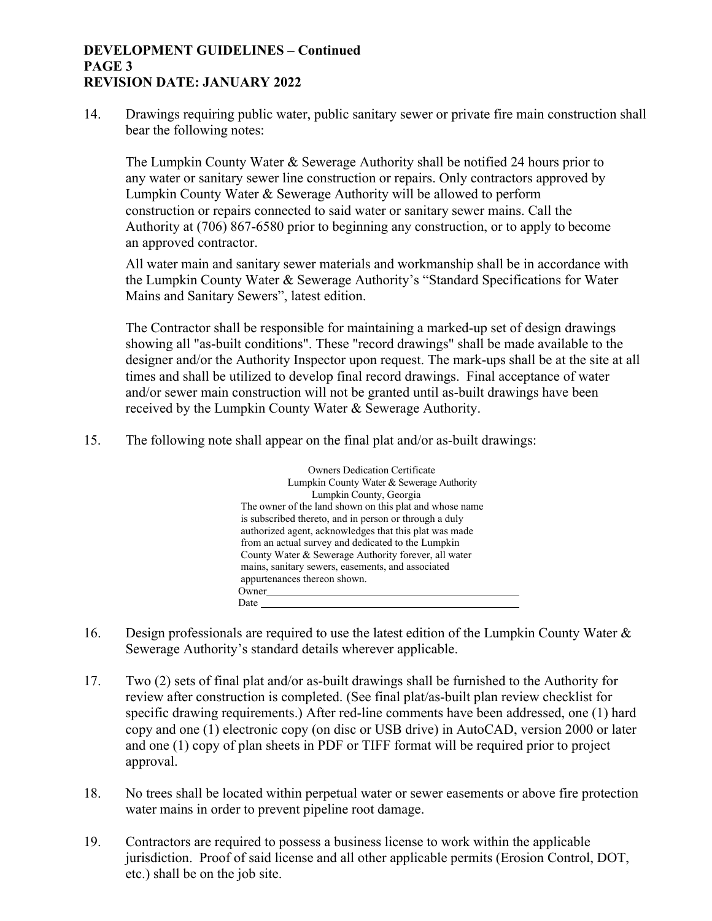14. Drawings requiring public water, public sanitary sewer or private fire main construction shall bear the following notes:

    The Lumpkin County Water & Sewerage Authority shall be notified 24 hours prior to any water or sanitary sewer line construction or repairs. Only contractors approved by Lumpkin County Water & Sewerage Authority will be allowed to perform construction or repairs connected to said water or sanitary sewer mains. Call the Authority at (706) 867-6580 prior to beginning any construction, or to apply to become an approved contractor.

    All water main and sanitary sewer materials and workmanship shall be in accordance with the Lumpkin County Water & Sewerage Authority's "Standard Specifications for Water Mains and Sanitary Sewers", latest edition.

    The Contractor shall be responsible for maintaining a marked-up set of design drawings showing all "as-built conditions". These "record drawings" shall be made available to the designer and/or the Authority Inspector upon request. The mark-ups shall be at the site at all times and shall be utilized to develop final record drawings. Final acceptance of water and/or sewer main construction will not be granted until as-built drawings have been received by the Lumpkin County Water & Sewerage Authority.

15. The following note shall appear on the final plat and/or as-built drawings:

    Owners Dedication Certificate
    Lumpkin County Water & Sewerage Authority
    Lumpkin County, Georgia

    The owner of the land shown on this plat and whose name is subscribed thereto, and in person or through a duly authorized agent, acknowledges that this plat was made from an actual survey and dedicated to the Lumpkin County Water & Sewerage Authority forever, all water mains, sanitary sewers, easements, and associated appurtenances thereon shown.

    Owner\_\_\_\_\_\_\_\_\_\_\_\_\_\_\_\_\_\_\_\_\_\_\_\_\_\_\_\_\_\_\_\_\_\_\_\_\_\_\_\_

    Date \_\_\_\_\_\_\_\_\_\_\_\_\_\_\_\_\_\_\_\_\_\_\_\_\_\_\_\_\_\_\_\_\_\_\_\_\_\_\_\_

16. Design professionals are required to use the latest edition of the Lumpkin County Water & Sewerage Authority's standard details wherever applicable.

17. Two (2) sets of final plat and/or as-built drawings shall be furnished to the Authority for review after construction is completed. (See final plat/as-built plan review checklist for specific drawing requirements.) After red-line comments have been addressed, one (1) hard copy and one (1) electronic copy (on disc or USB drive) in AutoCAD, version 2000 or later and one (1) copy of plan sheets in PDF or TIFF format will be required prior to project approval.

18. No trees shall be located within perpetual water or sewer easements or above fire protection water mains in order to prevent pipeline root damage.

19. Contractors are required to possess a business license to work within the applicable jurisdiction. Proof of said license and all other applicable permits (Erosion Control, DOT, etc.) shall be on the job site.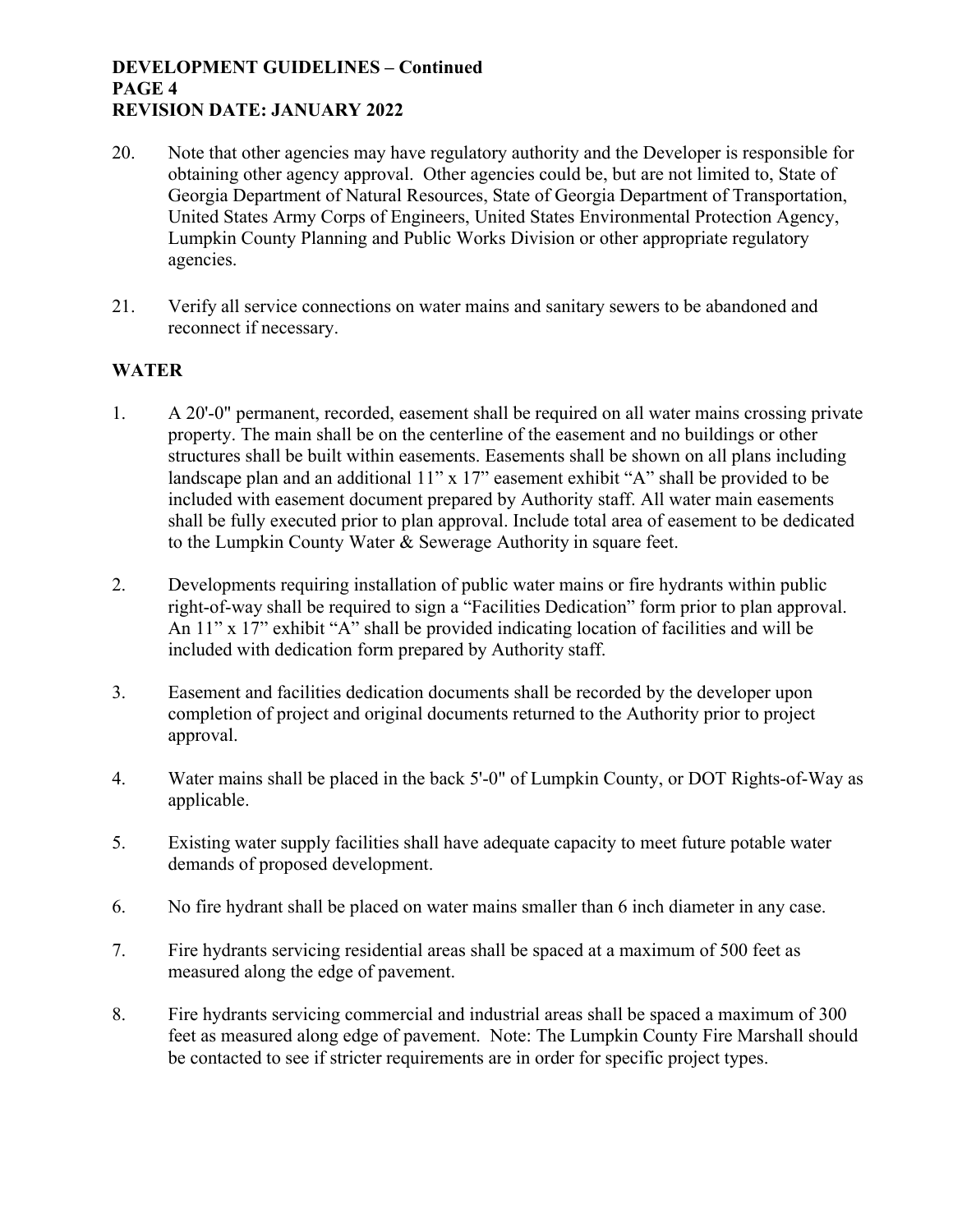20. Note that other agencies may have regulatory authority and the Developer is responsible for obtaining other agency approval. Other agencies could be, but are not limited to, State of Georgia Department of Natural Resources, State of Georgia Department of Transportation, United States Army Corps of Engineers, United States Environmental Protection Agency, Lumpkin County Planning and Public Works Division or other appropriate regulatory agencies.

21. Verify all service connections on water mains and sanitary sewers to be abandoned and reconnect if necessary.

## WATER

1. A 20'-0" permanent, recorded, easement shall be required on all water mains crossing private property. The main shall be on the centerline of the easement and no buildings or other structures shall be built within easements. Easements shall be shown on all plans including landscape plan and an additional 11" x 17" easement exhibit "A" shall be provided to be included with easement document prepared by Authority staff. All water main easements shall be fully executed prior to plan approval. Include total area of easement to be dedicated to the Lumpkin County Water & Sewerage Authority in square feet.

2. Developments requiring installation of public water mains or fire hydrants within public right-of-way shall be required to sign a "Facilities Dedication" form prior to plan approval. An 11" x 17" exhibit "A" shall be provided indicating location of facilities and will be included with dedication form prepared by Authority staff.

3. Easement and facilities dedication documents shall be recorded by the developer upon completion of project and original documents returned to the Authority prior to project approval.

4. Water mains shall be placed in the back 5'-0" of Lumpkin County, or DOT Rights-of-Way as applicable.

5. Existing water supply facilities shall have adequate capacity to meet future potable water demands of proposed development.

6. No fire hydrant shall be placed on water mains smaller than 6 inch diameter in any case.

7. Fire hydrants servicing residential areas shall be spaced at a maximum of 500 feet as measured along the edge of pavement.

8. Fire hydrants servicing commercial and industrial areas shall be spaced a maximum of 300 feet as measured along edge of pavement. Note: The Lumpkin County Fire Marshall should be contacted to see if stricter requirements are in order for specific project types.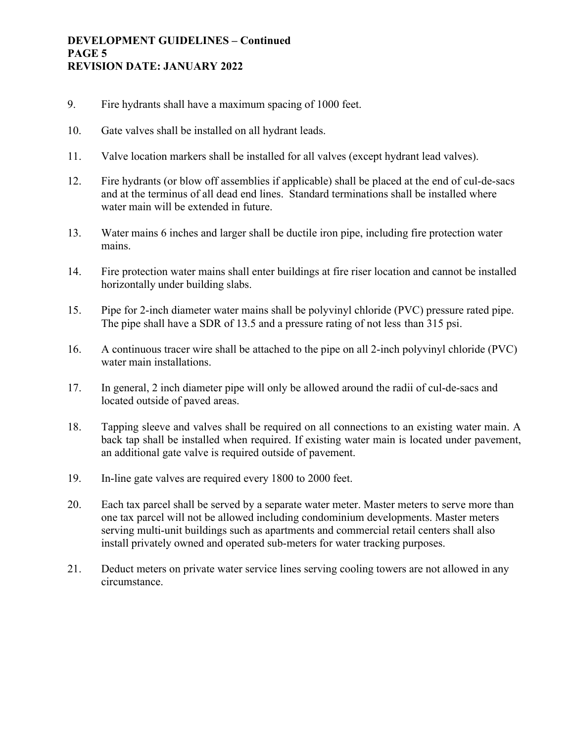9. Fire hydrants shall have a maximum spacing of 1000 feet.

10. Gate valves shall be installed on all hydrant leads.

11. Valve location markers shall be installed for all valves (except hydrant lead valves).

12. Fire hydrants (or blow off assemblies if applicable) shall be placed at the end of cul-de-sacs and at the terminus of all dead end lines. Standard terminations shall be installed where water main will be extended in future.

13. Water mains 6 inches and larger shall be ductile iron pipe, including fire protection water mains.

14. Fire protection water mains shall enter buildings at fire riser location and cannot be installed horizontally under building slabs.

15. Pipe for 2-inch diameter water mains shall be polyvinyl chloride (PVC) pressure rated pipe. The pipe shall have a SDR of 13.5 and a pressure rating of not less than 315 psi.

16. A continuous tracer wire shall be attached to the pipe on all 2-inch polyvinyl chloride (PVC) water main installations.

17. In general, 2 inch diameter pipe will only be allowed around the radii of cul-de-sacs and located outside of paved areas.

18. Tapping sleeve and valves shall be required on all connections to an existing water main. A back tap shall be installed when required. If existing water main is located under pavement, an additional gate valve is required outside of pavement.

19. In-line gate valves are required every 1800 to 2000 feet.

20. Each tax parcel shall be served by a separate water meter. Master meters to serve more than one tax parcel will not be allowed including condominium developments. Master meters serving multi-unit buildings such as apartments and commercial retail centers shall also install privately owned and operated sub-meters for water tracking purposes.

21. Deduct meters on private water service lines serving cooling towers are not allowed in any circumstance.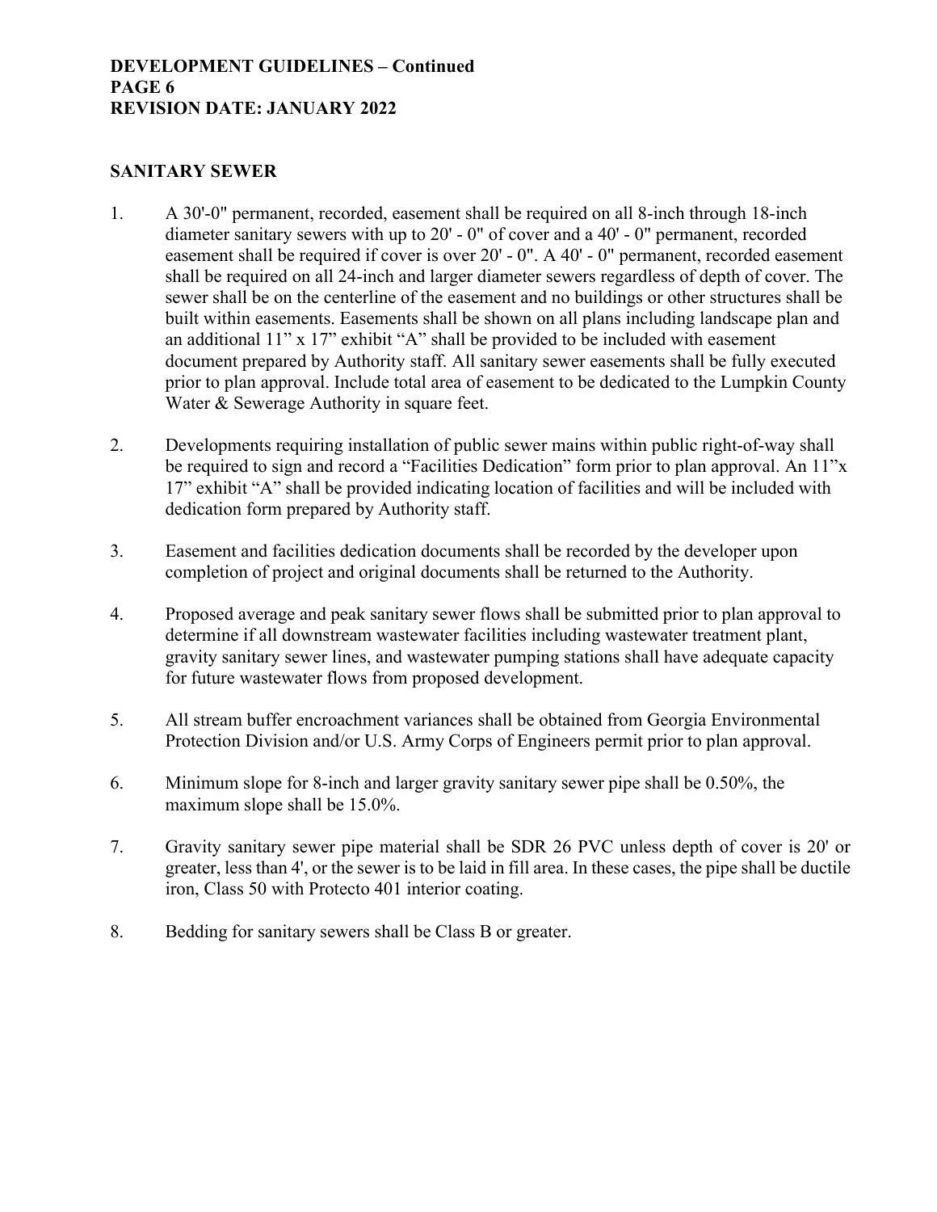## SANITARY SEWER

1. A 30'-0" permanent, recorded, easement shall be required on all 8-inch through 18-inch diameter sanitary sewers with up to 20' - 0" of cover and a 40' - 0" permanent, recorded easement shall be required if cover is over 20' - 0". A 40' - 0" permanent, recorded easement shall be required on all 24-inch and larger diameter sewers regardless of depth of cover. The sewer shall be on the centerline of the easement and no buildings or other structures shall be built within easements. Easements shall be shown on all plans including landscape plan and an additional 11" x 17" exhibit "A" shall be provided to be included with easement document prepared by Authority staff. All sanitary sewer easements shall be fully executed prior to plan approval. Include total area of easement to be dedicated to the Lumpkin County Water & Sewerage Authority in square feet.

2. Developments requiring installation of public sewer mains within public right-of-way shall be required to sign and record a "Facilities Dedication" form prior to plan approval. An 11"x 17" exhibit "A" shall be provided indicating location of facilities and will be included with dedication form prepared by Authority staff.

3. Easement and facilities dedication documents shall be recorded by the developer upon completion of project and original documents shall be returned to the Authority.

4. Proposed average and peak sanitary sewer flows shall be submitted prior to plan approval to determine if all downstream wastewater facilities including wastewater treatment plant, gravity sanitary sewer lines, and wastewater pumping stations shall have adequate capacity for future wastewater flows from proposed development.

5. All stream buffer encroachment variances shall be obtained from Georgia Environmental Protection Division and/or U.S. Army Corps of Engineers permit prior to plan approval.

6. Minimum slope for 8-inch and larger gravity sanitary sewer pipe shall be 0.50%, the maximum slope shall be 15.0%.

7. Gravity sanitary sewer pipe material shall be SDR 26 PVC unless depth of cover is 20' or greater, less than 4', or the sewer is to be laid in fill area. In these cases, the pipe shall be ductile iron, Class 50 with Protecto 401 interior coating.

8. Bedding for sanitary sewers shall be Class B or greater.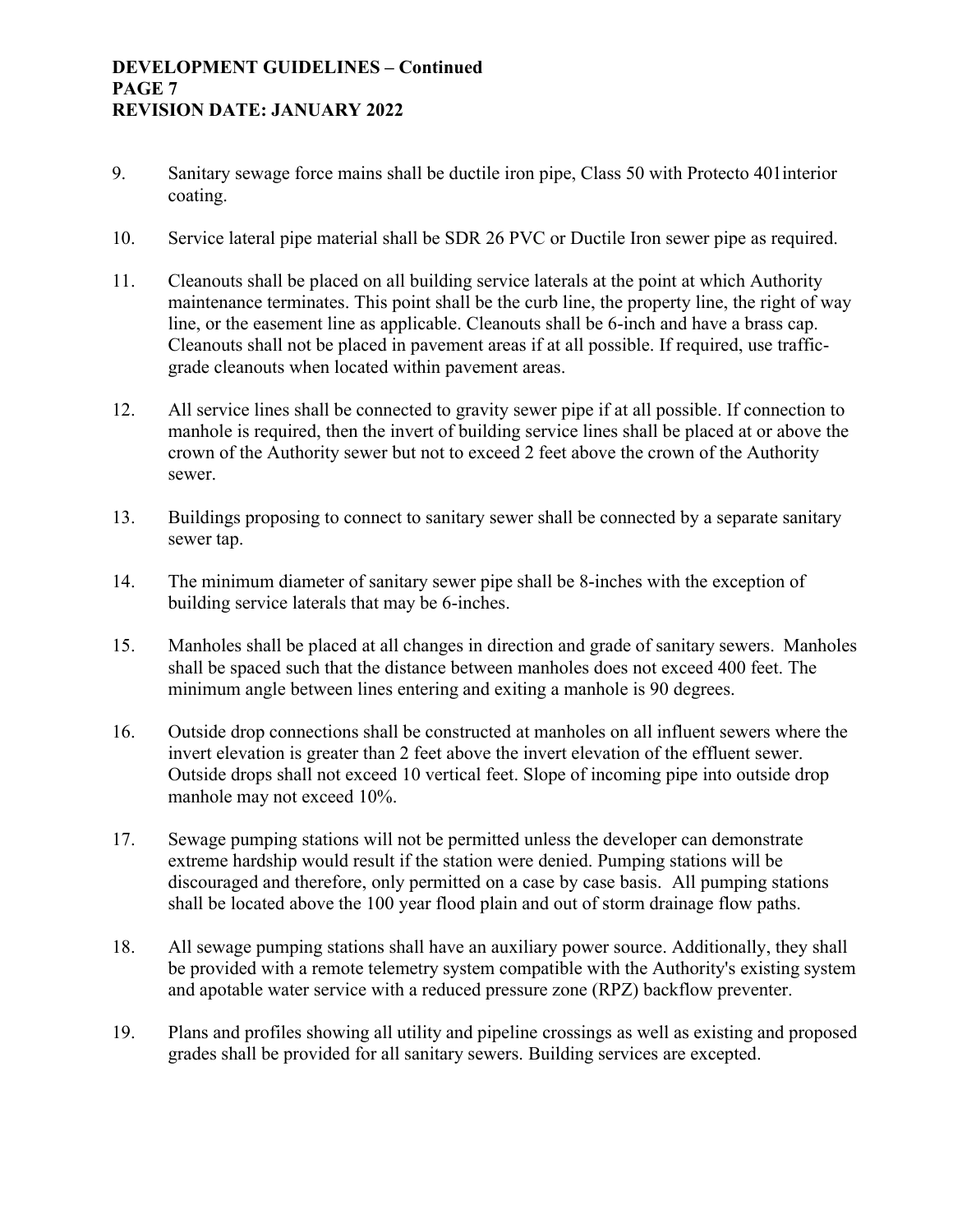9. Sanitary sewage force mains shall be ductile iron pipe, Class 50 with Protecto 401interior coating.

10. Service lateral pipe material shall be SDR 26 PVC or Ductile Iron sewer pipe as required.

11. Cleanouts shall be placed on all building service laterals at the point at which Authority maintenance terminates. This point shall be the curb line, the property line, the right of way line, or the easement line as applicable. Cleanouts shall be 6-inch and have a brass cap. Cleanouts shall not be placed in pavement areas if at all possible. If required, use traffic-grade cleanouts when located within pavement areas.

12. All service lines shall be connected to gravity sewer pipe if at all possible. If connection to manhole is required, then the invert of building service lines shall be placed at or above the crown of the Authority sewer but not to exceed 2 feet above the crown of the Authority sewer.

13. Buildings proposing to connect to sanitary sewer shall be connected by a separate sanitary sewer tap.

14. The minimum diameter of sanitary sewer pipe shall be 8-inches with the exception of building service laterals that may be 6-inches.

15. Manholes shall be placed at all changes in direction and grade of sanitary sewers. Manholes shall be spaced such that the distance between manholes does not exceed 400 feet. The minimum angle between lines entering and exiting a manhole is 90 degrees.

16. Outside drop connections shall be constructed at manholes on all influent sewers where the invert elevation is greater than 2 feet above the invert elevation of the effluent sewer. Outside drops shall not exceed 10 vertical feet. Slope of incoming pipe into outside drop manhole may not exceed 10%.

17. Sewage pumping stations will not be permitted unless the developer can demonstrate extreme hardship would result if the station were denied. Pumping stations will be discouraged and therefore, only permitted on a case by case basis. All pumping stations shall be located above the 100 year flood plain and out of storm drainage flow paths.

18. All sewage pumping stations shall have an auxiliary power source. Additionally, they shall be provided with a remote telemetry system compatible with the Authority's existing system and apotable water service with a reduced pressure zone (RPZ) backflow preventer.

19. Plans and profiles showing all utility and pipeline crossings as well as existing and proposed grades shall be provided for all sanitary sewers. Building services are excepted.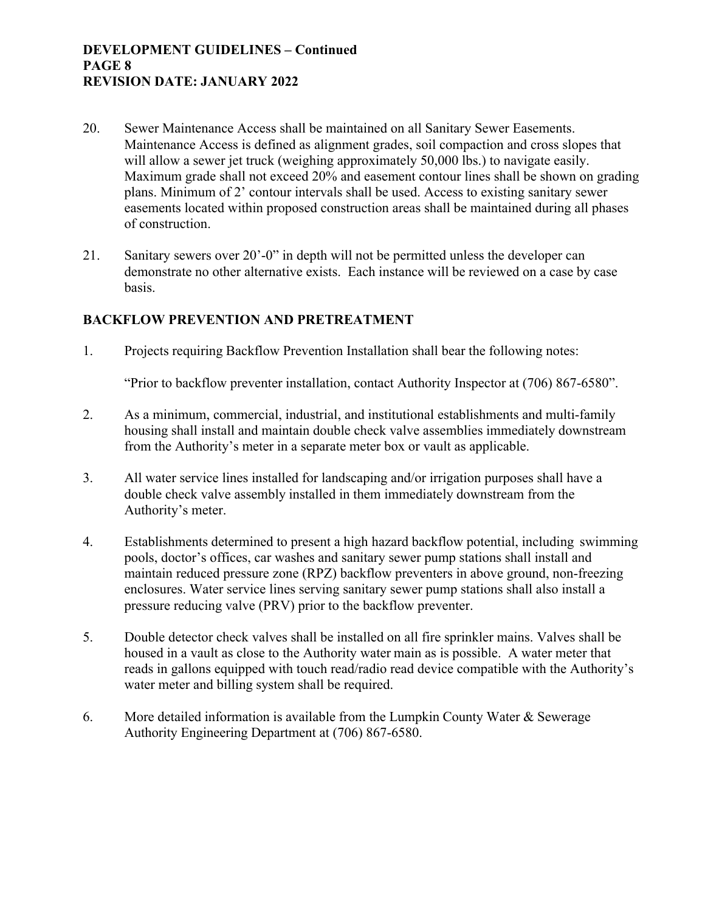20. Sewer Maintenance Access shall be maintained on all Sanitary Sewer Easements. Maintenance Access is defined as alignment grades, soil compaction and cross slopes that will allow a sewer jet truck (weighing approximately 50,000 lbs.) to navigate easily. Maximum grade shall not exceed 20% and easement contour lines shall be shown on grading plans. Minimum of 2' contour intervals shall be used. Access to existing sanitary sewer easements located within proposed construction areas shall be maintained during all phases of construction.

21. Sanitary sewers over 20'-0" in depth will not be permitted unless the developer can demonstrate no other alternative exists. Each instance will be reviewed on a case by case basis.

## BACKFLOW PREVENTION AND PRETREATMENT

1. Projects requiring Backflow Prevention Installation shall bear the following notes:

   "Prior to backflow preventer installation, contact Authority Inspector at (706) 867-6580".

2. As a minimum, commercial, industrial, and institutional establishments and multi-family housing shall install and maintain double check valve assemblies immediately downstream from the Authority's meter in a separate meter box or vault as applicable.

3. All water service lines installed for landscaping and/or irrigation purposes shall have a double check valve assembly installed in them immediately downstream from the Authority's meter.

4. Establishments determined to present a high hazard backflow potential, including swimming pools, doctor's offices, car washes and sanitary sewer pump stations shall install and maintain reduced pressure zone (RPZ) backflow preventers in above ground, non-freezing enclosures. Water service lines serving sanitary sewer pump stations shall also install a pressure reducing valve (PRV) prior to the backflow preventer.

5. Double detector check valves shall be installed on all fire sprinkler mains. Valves shall be housed in a vault as close to the Authority water main as is possible. A water meter that reads in gallons equipped with touch read/radio read device compatible with the Authority's water meter and billing system shall be required.

6. More detailed information is available from the Lumpkin County Water & Sewerage Authority Engineering Department at (706) 867-6580.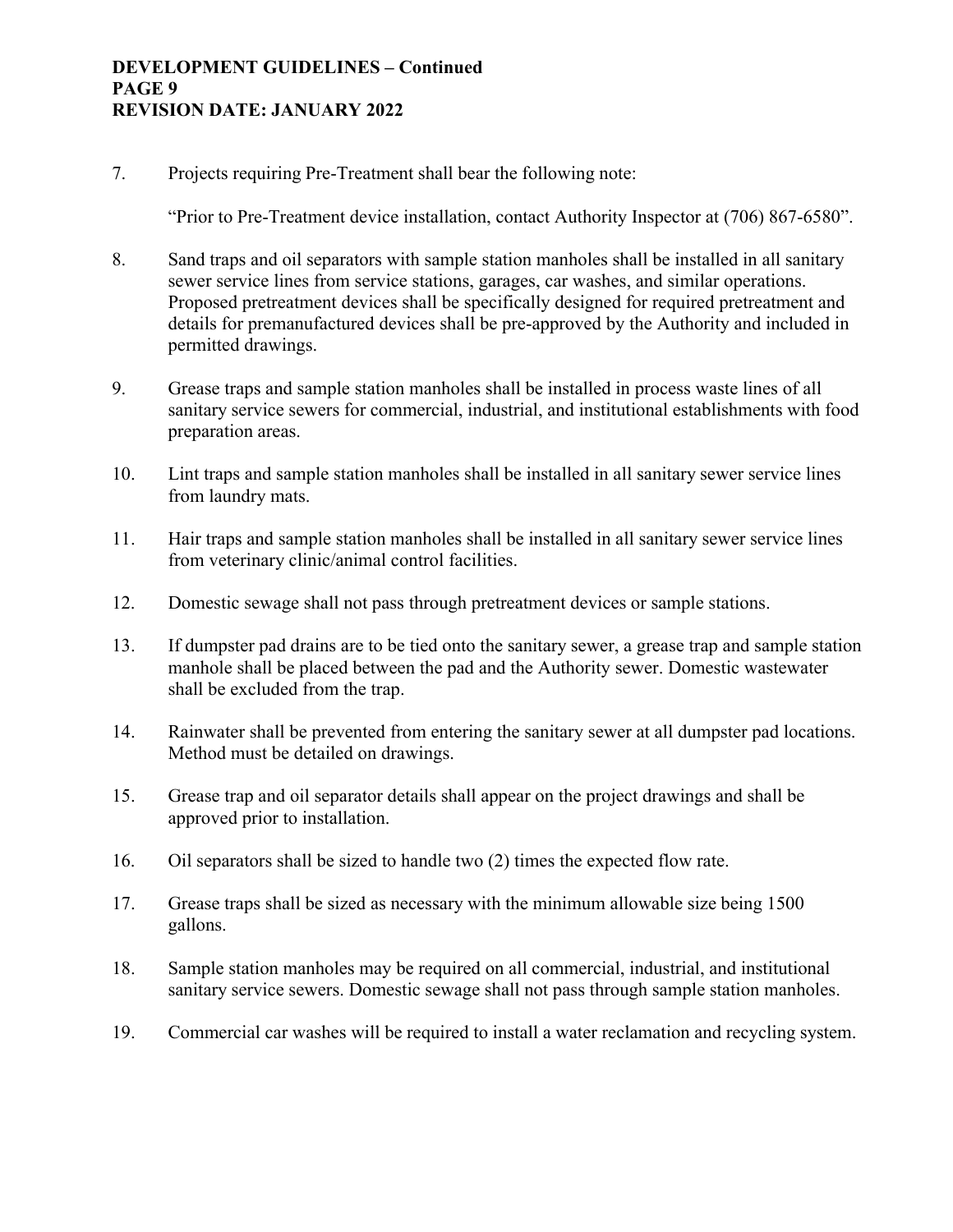7. Projects requiring Pre-Treatment shall bear the following note:

   "Prior to Pre-Treatment device installation, contact Authority Inspector at (706) 867-6580".

8. Sand traps and oil separators with sample station manholes shall be installed in all sanitary sewer service lines from service stations, garages, car washes, and similar operations. Proposed pretreatment devices shall be specifically designed for required pretreatment and details for premanufactured devices shall be pre-approved by the Authority and included in permitted drawings.

9. Grease traps and sample station manholes shall be installed in process waste lines of all sanitary service sewers for commercial, industrial, and institutional establishments with food preparation areas.

10. Lint traps and sample station manholes shall be installed in all sanitary sewer service lines from laundry mats.

11. Hair traps and sample station manholes shall be installed in all sanitary sewer service lines from veterinary clinic/animal control facilities.

12. Domestic sewage shall not pass through pretreatment devices or sample stations.

13. If dumpster pad drains are to be tied onto the sanitary sewer, a grease trap and sample station manhole shall be placed between the pad and the Authority sewer. Domestic wastewater shall be excluded from the trap.

14. Rainwater shall be prevented from entering the sanitary sewer at all dumpster pad locations. Method must be detailed on drawings.

15. Grease trap and oil separator details shall appear on the project drawings and shall be approved prior to installation.

16. Oil separators shall be sized to handle two (2) times the expected flow rate.

17. Grease traps shall be sized as necessary with the minimum allowable size being 1500 gallons.

18. Sample station manholes may be required on all commercial, industrial, and institutional sanitary service sewers. Domestic sewage shall not pass through sample station manholes.

19. Commercial car washes will be required to install a water reclamation and recycling system.